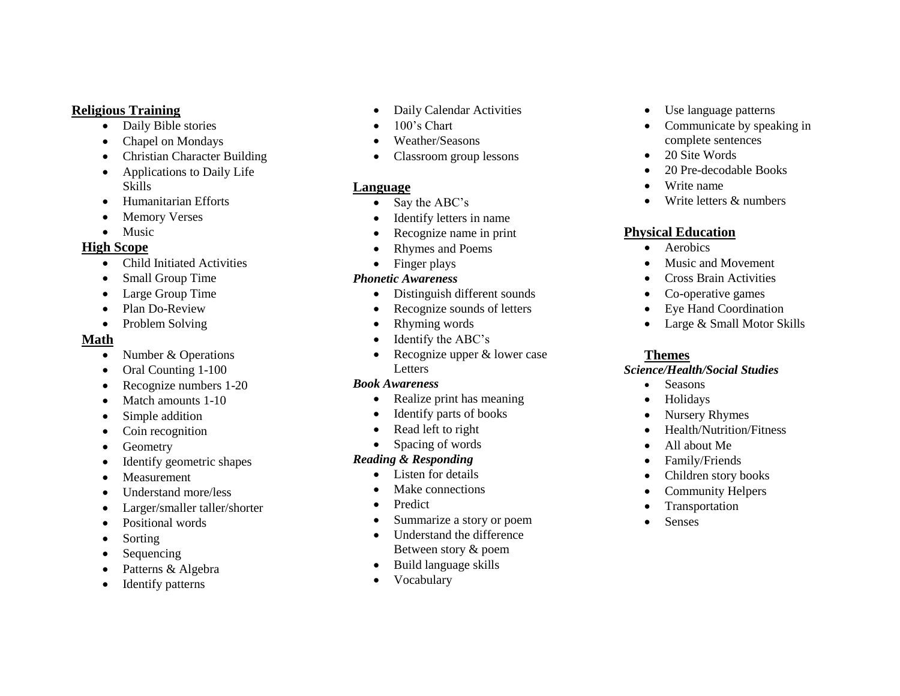## Religious Training

- Daily Bible stories
- Chapel on Mondays
- Christian Character Building
- Applications to Daily Life Skills
- Humanitarian Efforts
- Memory Verses
- Music

## High Scope

- Child Initiated Activities
- Small Group Time
- Large Group Time
- Plan Do-Review
- Problem Solving

## Math

- Number & Operations
- Oral Counting 1-100
- Recognize numbers 1-20
- Match amounts 1-10
- Simple addition
- Coin recognition
- Geometry
- Identify geometric shapes
- Measurement
- Understand more/less
- Larger/smaller taller/shorter
- Positional words
- Sorting
- Sequencing
- Patterns & Algebra
- Identify patterns
- Daily Calendar Activities
- 100's Chart
- Weather/Seasons
- Classroom group lessons

## Language

- Say the ABC's
- Identify letters in name
- Recognize name in print
- Rhymes and Poems
- Finger plays

***Phonetic Awareness***

- Distinguish different sounds
- Recognize sounds of letters
- Rhyming words
- Identify the ABC's
- Recognize upper & lower case Letters

***Book Awareness***

- Realize print has meaning
- Identify parts of books
- Read left to right
- Spacing of words

***Reading & Responding***

- Listen for details
- Make connections
- Predict
- Summarize a story or poem
- Understand the difference Between story & poem
- Build language skills
- Vocabulary
- Use language patterns
- Communicate by speaking in complete sentences
- 20 Site Words
- 20 Pre-decodable Books
- Write name
- Write letters & numbers

## Physical Education

- Aerobics
- Music and Movement
- Cross Brain Activities
- Co-operative games
- Eye Hand Coordination
- Large & Small Motor Skills

## Themes

***Science/Health/Social Studies***

- Seasons
- Holidays
- Nursery Rhymes
- Health/Nutrition/Fitness
- All about Me
- Family/Friends
- Children story books
- Community Helpers
- Transportation
- Senses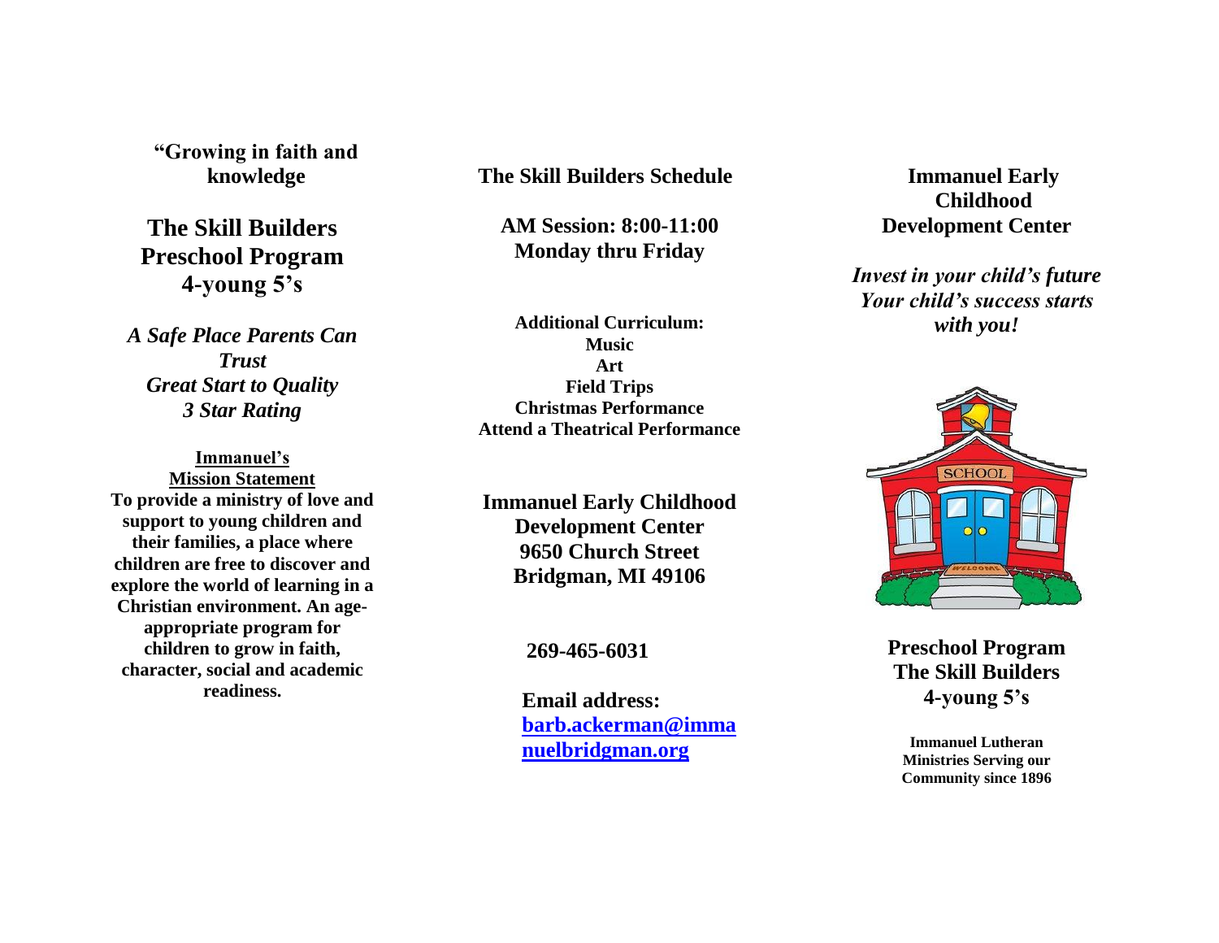**"Growing in faith and knowledge**

## The Skill Builders Preschool Program 4-young 5's

***A Safe Place Parents Can Trust***
***Great Start to Quality***
***3 Star Rating***

**Immanuel's Mission Statement**

**To provide a ministry of love and support to young children and their families, a place where children are free to discover and explore the world of learning in a Christian environment. An age-appropriate program for children to grow in faith, character, social and academic readiness.**

## The Skill Builders Schedule

**AM Session: 8:00-11:00**
**Monday thru Friday**

**Additional Curriculum:**
**Music**
**Art**
**Field Trips**
**Christmas Performance**
**Attend a Theatrical Performance**

**Immanuel Early Childhood Development Center**
**9650 Church Street**
**Bridgman, MI 49106**

**269-465-6031**

**Email address:**
**barb.ackerman@immanuelbridgman.org**

## Immanuel Early Childhood Development Center

***Invest in your child's future***
***Your child's success starts with you!***

**Preschool Program**
**The Skill Builders**
**4-young 5's**

**Immanuel Lutheran Ministries Serving our Community since 1896**